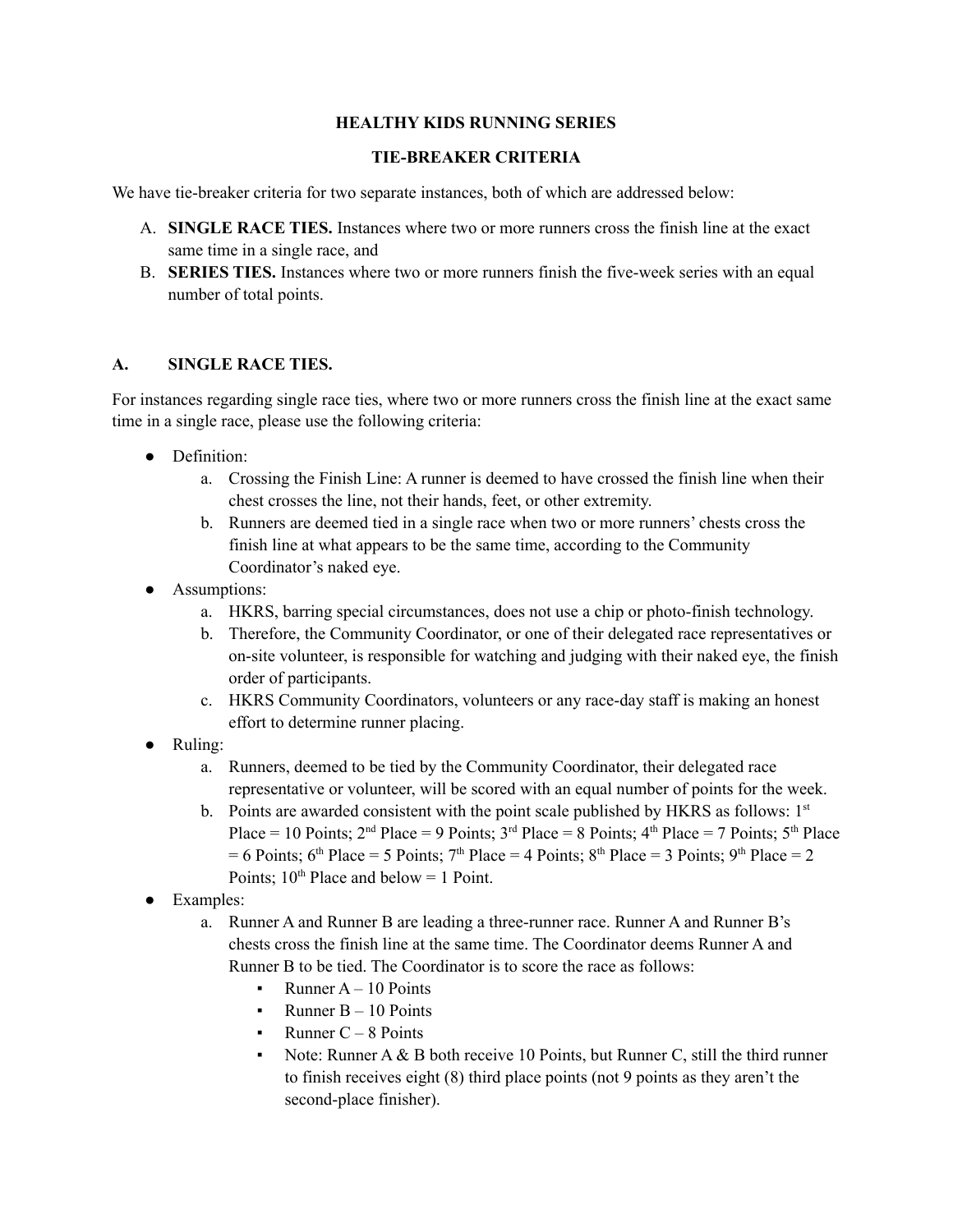# HEALTHY KIDS RUNNING SERIES

## TIE-BREAKER CRITERIA

We have tie-breaker criteria for two separate instances, both of which are addressed below:

A. **SINGLE RACE TIES.** Instances where two or more runners cross the finish line at the exact same time in a single race, and
B. **SERIES TIES.** Instances where two or more runners finish the five-week series with an equal number of total points.

## A. SINGLE RACE TIES.

For instances regarding single race ties, where two or more runners cross the finish line at the exact same time in a single race, please use the following criteria:

- Definition:
  a. Crossing the Finish Line: A runner is deemed to have crossed the finish line when their chest crosses the line, not their hands, feet, or other extremity.
  b. Runners are deemed tied in a single race when two or more runners' chests cross the finish line at what appears to be the same time, according to the Community Coordinator's naked eye.
- Assumptions:
  a. HKRS, barring special circumstances, does not use a chip or photo-finish technology.
  b. Therefore, the Community Coordinator, or one of their delegated race representatives or on-site volunteer, is responsible for watching and judging with their naked eye, the finish order of participants.
  c. HKRS Community Coordinators, volunteers or any race-day staff is making an honest effort to determine runner placing.
- Ruling:
  a. Runners, deemed to be tied by the Community Coordinator, their delegated race representative or volunteer, will be scored with an equal number of points for the week.
  b. Points are awarded consistent with the point scale published by HKRS as follows: 1st Place = 10 Points; 2nd Place = 9 Points; 3rd Place = 8 Points; 4th Place = 7 Points; 5th Place = 6 Points; 6th Place = 5 Points; 7th Place = 4 Points; 8th Place = 3 Points; 9th Place = 2 Points; 10th Place and below = 1 Point.
- Examples:
  a. Runner A and Runner B are leading a three-runner race. Runner A and Runner B's chests cross the finish line at the same time. The Coordinator deems Runner A and Runner B to be tied. The Coordinator is to score the race as follows:
     - Runner A – 10 Points
     - Runner B – 10 Points
     - Runner C – 8 Points
     - Note: Runner A & B both receive 10 Points, but Runner C, still the third runner to finish receives eight (8) third place points (not 9 points as they aren't the second-place finisher).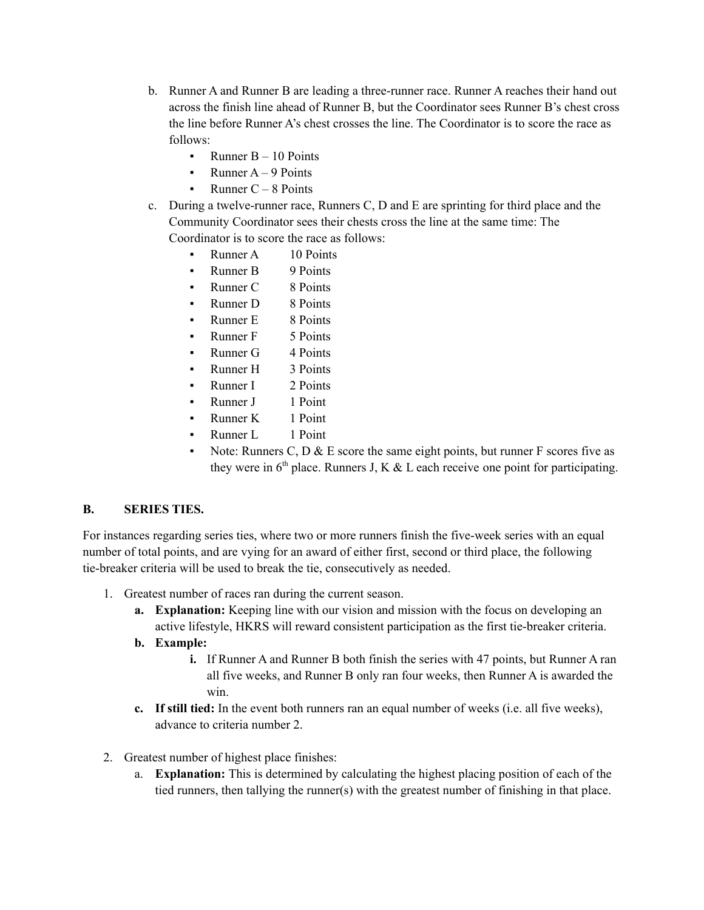b. Runner A and Runner B are leading a three-runner race. Runner A reaches their hand out across the finish line ahead of Runner B, but the Coordinator sees Runner B's chest cross the line before Runner A's chest crosses the line. The Coordinator is to score the race as follows:
   - Runner B – 10 Points
   - Runner A – 9 Points
   - Runner C – 8 Points

c. During a twelve-runner race, Runners C, D and E are sprinting for third place and the Community Coordinator sees their chests cross the line at the same time: The Coordinator is to score the race as follows:
   - Runner A 10 Points
   - Runner B 9 Points
   - Runner C 8 Points
   - Runner D 8 Points
   - Runner E 8 Points
   - Runner F 5 Points
   - Runner G 4 Points
   - Runner H 3 Points
   - Runner I 2 Points
   - Runner J 1 Point
   - Runner K 1 Point
   - Runner L 1 Point
   - Note: Runners C, D & E score the same eight points, but runner F scores five as they were in 6th place. Runners J, K & L each receive one point for participating.

**B. SERIES TIES.**

For instances regarding series ties, where two or more runners finish the five-week series with an equal number of total points, and are vying for an award of either first, second or third place, the following tie-breaker criteria will be used to break the tie, consecutively as needed.

1. Greatest number of races ran during the current season.
   a. **Explanation:** Keeping line with our vision and mission with the focus on developing an active lifestyle, HKRS will reward consistent participation as the first tie-breaker criteria.
   b. **Example:**
      i. If Runner A and Runner B both finish the series with 47 points, but Runner A ran all five weeks, and Runner B only ran four weeks, then Runner A is awarded the win.
   c. **If still tied:** In the event both runners ran an equal number of weeks (i.e. all five weeks), advance to criteria number 2.

2. Greatest number of highest place finishes:
   a. **Explanation:** This is determined by calculating the highest placing position of each of the tied runners, then tallying the runner(s) with the greatest number of finishing in that place.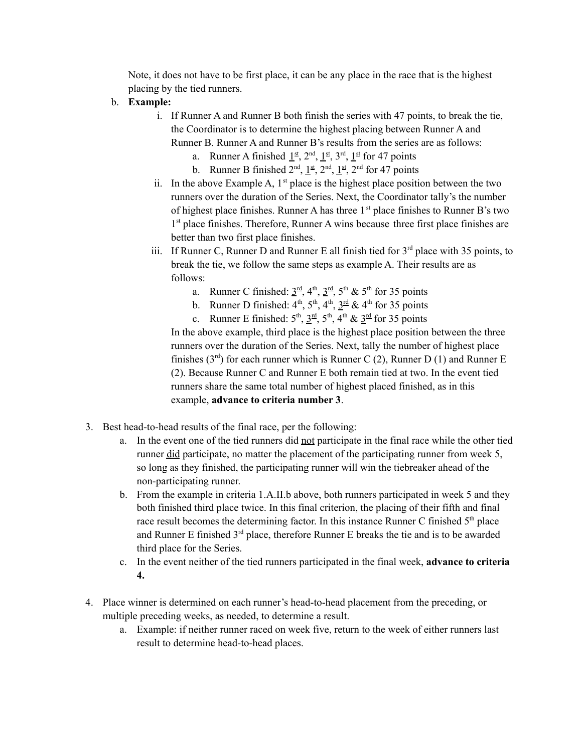Note, it does not have to be first place, it can be any place in the race that is the highest placing by the tied runners.

b. **Example:**

   i. If Runner A and Runner B both finish the series with 47 points, to break the tie, the Coordinator is to determine the highest placing between Runner A and Runner B. Runner A and Runner B's results from the series are as follows:

      a. Runner A finished 1st, 2nd, 1st, 3rd, 1st for 47 points
      b. Runner B finished 2nd, 1st, 2nd, 1st, 2nd for 47 points

   ii. In the above Example A, 1st place is the highest place position between the two runners over the duration of the Series. Next, the Coordinator tally's the number of highest place finishes. Runner A has three 1st place finishes to Runner B's two 1st place finishes. Therefore, Runner A wins because three first place finishes are better than two first place finishes.

   iii. If Runner C, Runner D and Runner E all finish tied for 3rd place with 35 points, to break the tie, we follow the same steps as example A. Their results are as follows:

      a. Runner C finished: 3rd, 4th, 3rd, 5th & 5th for 35 points
      b. Runner D finished: 4th, 5th, 4th, 3rd & 4th for 35 points
      c. Runner E finished: 5th, 3rd, 5th, 4th & 3rd for 35 points

      In the above example, third place is the highest place position between the three runners over the duration of the Series. Next, tally the number of highest place finishes (3rd) for each runner which is Runner C (2), Runner D (1) and Runner E (2). Because Runner C and Runner E both remain tied at two. In the event tied runners share the same total number of highest placed finished, as in this example, **advance to criteria number 3**.

3. Best head-to-head results of the final race, per the following:

   a. In the event one of the tied runners did not participate in the final race while the other tied runner did participate, no matter the placement of the participating runner from week 5, so long as they finished, the participating runner will win the tiebreaker ahead of the non-participating runner.

   b. From the example in criteria 1.A.II.b above, both runners participated in week 5 and they both finished third place twice. In this final criterion, the placing of their fifth and final race result becomes the determining factor. In this instance Runner C finished 5th place and Runner E finished 3rd place, therefore Runner E breaks the tie and is to be awarded third place for the Series.

   c. In the event neither of the tied runners participated in the final week, **advance to criteria 4.**

4. Place winner is determined on each runner's head-to-head placement from the preceding, or multiple preceding weeks, as needed, to determine a result.

   a. Example: if neither runner raced on week five, return to the week of either runners last result to determine head-to-head places.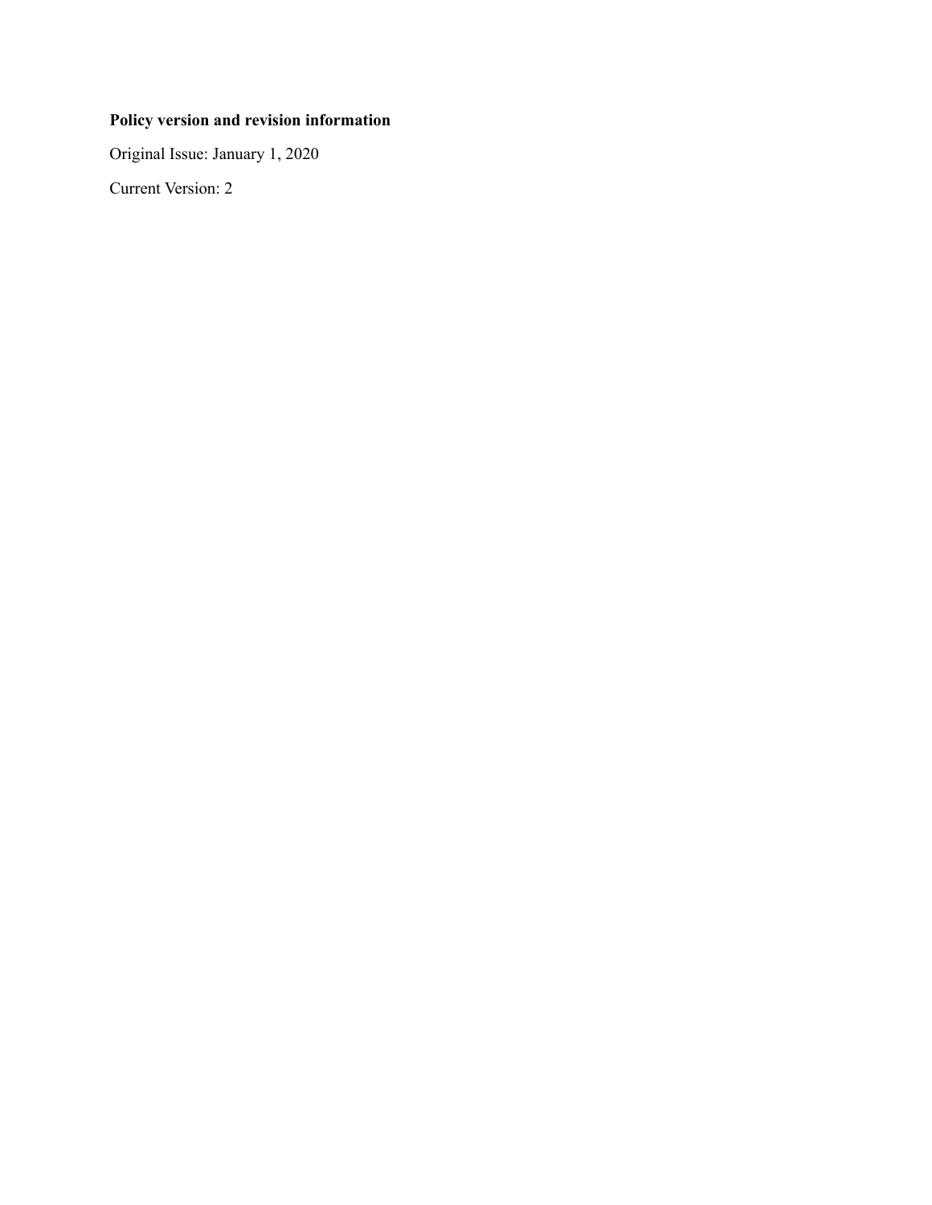**Policy version and revision information**

Original Issue: January 1, 2020

Current Version: 2